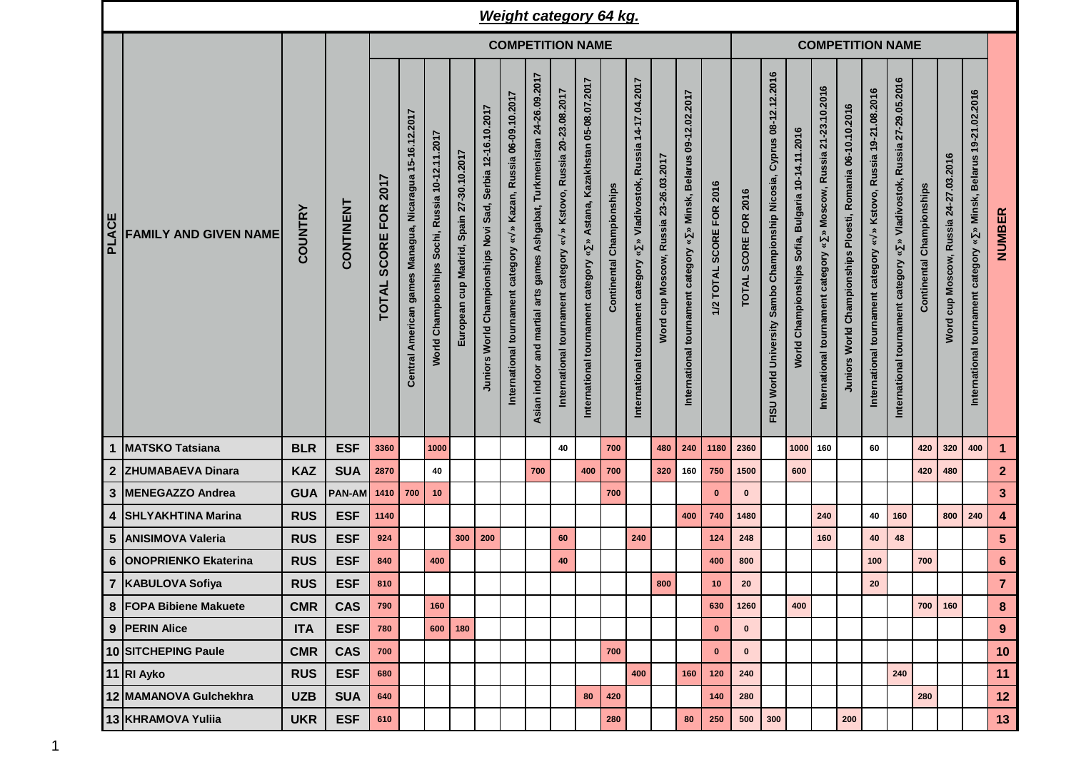## *Weight category 64 kg.*

| PLACE | FAMILY AND GIVEN NAME | COUNTRY | CONTINENT | COMPETITION NAME | | | | | | | | | | | | | | COMPETITION NAME | | | | | | | | | | NUMBER |
|---|---|---|---|---|---|---|---|---|---|---|---|---|---|---|---|---|---|---|---|---|---|---|---|---|---|---|---|---|
| | | | | TOTAL SCORE FOR 2017 | Central American games Managua, Nicaragua 15-16.12.2017 | World Championships Sochi, Russia 10-12.11.2017 | European cup Madrid, Spain 27-30.10.2017 | Juniors World Championships Novi Sad, Serbia 12-16.10.2017 | International tournament category «√» Kazan, Russia 06-09.10.2017 | Asian indoor and martial arts games Ashgabat, Turkmenistan 24-26.09.2017 | International tournament category «√» Kstovo, Russia 20-23.08.2017 | International tournament category «∑» Astana, Kazakhstan 05-08.07.2017 | Continental Championships | International tournament category «∑» Vladivostok, Russia 14-17.04.2017 | Word cup Moscow, Russia 23-26.03.2017 | International tournament category «∑» Minsk, Belarus 09-12.02.2017 | 1/2 TOTAL SCORE FOR 2016 | TOTAL SCORE FOR 2016 | FISU World University Sambo Championship Nicosia, Cyprus 08-12.12.2016 | World Championships Sofia, Bulgaria 10-14.11.2016 | International tournament category «∑» Moscow, Russia 21-23.10.2016 | Juniors World Championships Ploesti, Romania 06-10.10.2016 | International tournament category «√» Kstovo, Russia 19-21.08.2016 | International tournament category «∑» Vladivostok, Russia 27-29.05.2016 | Continental Championships | Word cup Moscow, Russia 24-27.03.2016 | International tournament category «∑» Minsk, Belarus 19-21.02.2016 | |
| 1 | MATSKO Tatsiana | BLR | ESF | 3360 | | 1000 | | | | | 40 | | 700 | | 480 | 240 | 1180 | 2360 | | 1000 | 160 | | 60 | | 420 | 320 | 400 | 1 |
| 2 | ZHUMABAEVA Dinara | KAZ | SUA | 2870 | | 40 | | | | 700 | | 400 | 700 | | 320 | 160 | 750 | 1500 | | 600 | | | | | 420 | 480 | | 2 |
| 3 | MENEGAZZO Andrea | GUA | PAN-AM | 1410 | 700 | 10 | | | | | | | 700 | | | | 0 | 0 | | | | | | | | | | 3 |
| 4 | SHLYAKHTINA Marina | RUS | ESF | 1140 | | | | | | | | | | | | 400 | 740 | 1480 | | | 240 | | 40 | 160 | | 800 | 240 | 4 |
| 5 | ANISIMOVA Valeria | RUS | ESF | 924 | | | 300 | 200 | | | 60 | | | 240 | | | 124 | 248 | | | 160 | | 40 | 48 | | | | 5 |
| 6 | ONOPRIENKO Ekaterina | RUS | ESF | 840 | | 400 | | | | | 40 | | | | | | 400 | 800 | | | | | 100 | | 700 | | | 6 |
| 7 | KABULOVA Sofiya | RUS | ESF | 810 | | | | | | | | | | | 800 | | 10 | 20 | | | | | 20 | | | | | 7 |
| 8 | FOPA Bibiene Makuete | CMR | CAS | 790 | | 160 | | | | | | | | | | | 630 | 1260 | | 400 | | | | | 700 | 160 | | 8 |
| 9 | PERIN Alice | ITA | ESF | 780 | | 600 | 180 | | | | | | | | | | 0 | 0 | | | | | | | | | | 9 |
| 10 | SITCHEPING Paule | CMR | CAS | 700 | | | | | | | | | 700 | | | | 0 | 0 | | | | | | | | | | 10 |
| 11 | RI Ayko | RUS | ESF | 680 | | | | | | | | | | 400 | | 160 | 120 | 240 | | | | | | 240 | | | | 11 |
| 12 | MAMANOVA Gulchekhra | UZB | SUA | 640 | | | | | | | | 80 | 420 | | | | 140 | 280 | | | | | | | 280 | | | 12 |
| 13 | KHRAMOVA Yuliia | UKR | ESF | 610 | | | | | | | | | 280 | | | 80 | 250 | 500 | 300 | | | 200 | | | | | | 13 |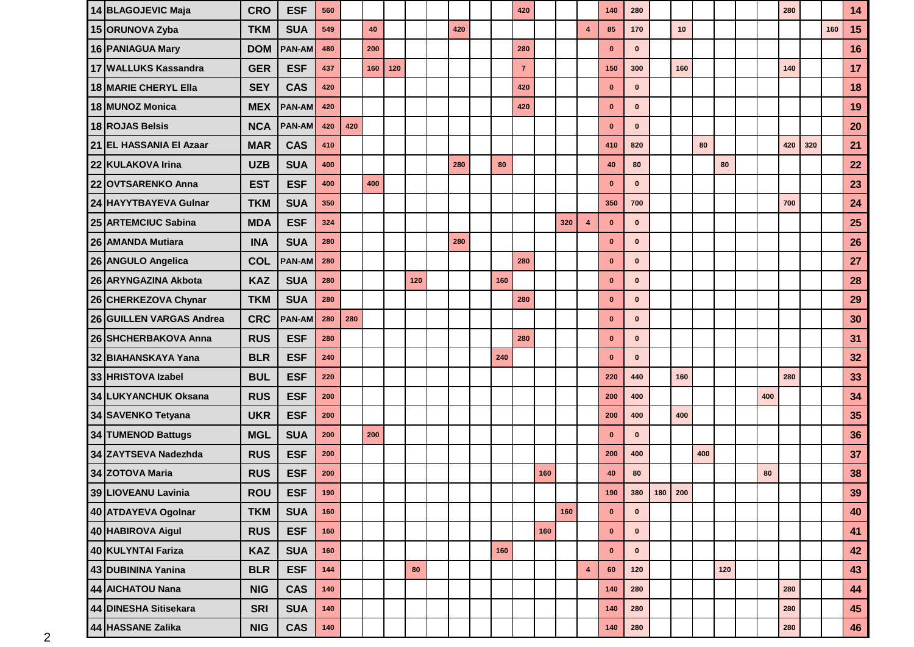| | | | | | | | | | | | | | | | | | | | | | | | | | | | | |
|---|---|---|---|---|---|---|---|---|---|---|---|---|---|---|---|---|---|---|---|---|---|---|---|---|---|---|---|---|
| 14 | BLAGOJEVIC Maja | CRO | ESF | 560 | | | | | | | | | 420 | | | | 140 | 280 | | | | | | | 280 | | | 14 |
| 15 | ORUNOVA Zyba | TKM | SUA | 549 | | 40 | | | | 420 | | | | | | 4 | 85 | 170 | | 10 | | | | | | | 160 | 15 |
| 16 | PANIAGUA Mary | DOM | PAN-AM | 480 | | 200 | | | | | | | 280 | | | | 0 | 0 | | | | | | | | | | 16 |
| 17 | WALLUKS Kassandra | GER | ESF | 437 | | 160 | 120 | | | | | | 7 | | | | 150 | 300 | | 160 | | | | | 140 | | | 17 |
| 18 | MARIE CHERYL Ella | SEY | CAS | 420 | | | | | | | | | 420 | | | | 0 | 0 | | | | | | | | | | 18 |
| 18 | MUNOZ Monica | MEX | PAN-AM | 420 | | | | | | | | | 420 | | | | 0 | 0 | | | | | | | | | | 19 |
| 18 | ROJAS Belsis | NCA | PAN-AM | 420 | 420 | | | | | | | | | | | | 0 | 0 | | | | | | | | | | 20 |
| 21 | EL HASSANIA El Azaar | MAR | CAS | 410 | | | | | | | | | | | | | 410 | 820 | | | 80 | | | | 420 | 320 | | 21 |
| 22 | KULAKOVA Irina | UZB | SUA | 400 | | | | | | 280 | | 80 | | | | | 40 | 80 | | | | 80 | | | | | | 22 |
| 22 | OVTSARENKO Anna | EST | ESF | 400 | | 400 | | | | | | | | | | | 0 | 0 | | | | | | | | | | 23 |
| 24 | HAYYTBAYEVA Gulnar | TKM | SUA | 350 | | | | | | | | | | | | | 350 | 700 | | | | | | | 700 | | | 24 |
| 25 | ARTEMCIUC Sabina | MDA | ESF | 324 | | | | | | | | | | | 320 | 4 | 0 | 0 | | | | | | | | | | 25 |
| 26 | AMANDA Mutiara | INA | SUA | 280 | | | | | | 280 | | | | | | | 0 | 0 | | | | | | | | | | 26 |
| 26 | ANGULO Angelica | COL | PAN-AM | 280 | | | | | | | | | 280 | | | | 0 | 0 | | | | | | | | | | 27 |
| 26 | ARYNGAZINA Akbota | KAZ | SUA | 280 | | | | 120 | | | | 160 | | | | | 0 | 0 | | | | | | | | | | 28 |
| 26 | CHERKEZOVA Chynar | TKM | SUA | 280 | | | | | | | | | 280 | | | | 0 | 0 | | | | | | | | | | 29 |
| 26 | GUILLEN VARGAS Andrea | CRC | PAN-AM | 280 | 280 | | | | | | | | | | | | 0 | 0 | | | | | | | | | | 30 |
| 26 | SHCHERBAKOVA Anna | RUS | ESF | 280 | | | | | | | | | 280 | | | | 0 | 0 | | | | | | | | | | 31 |
| 32 | BIAHANSKAYA Yana | BLR | ESF | 240 | | | | | | | | 240 | | | | | 0 | 0 | | | | | | | | | | 32 |
| 33 | HRISTOVA Izabel | BUL | ESF | 220 | | | | | | | | | | | | | 220 | 440 | | 160 | | | | | 280 | | | 33 |
| 34 | LUKYANCHUK Oksana | RUS | ESF | 200 | | | | | | | | | | | | | 200 | 400 | | | | | | 400 | | | | 34 |
| 34 | SAVENKO Tetyana | UKR | ESF | 200 | | | | | | | | | | | | | 200 | 400 | | 400 | | | | | | | | 35 |
| 34 | TUMENOD Battugs | MGL | SUA | 200 | | 200 | | | | | | | | | | | 0 | 0 | | | | | | | | | | 36 |
| 34 | ZAYTSEVA Nadezhda | RUS | ESF | 200 | | | | | | | | | | | | | 200 | 400 | | | 400 | | | | | | | 37 |
| 34 | ZOTOVA Maria | RUS | ESF | 200 | | | | | | | | | | 160 | | | 40 | 80 | | | | | | 80 | | | | 38 |
| 39 | LIOVEANU Lavinia | ROU | ESF | 190 | | | | | | | | | | | | | 190 | 380 | 180 | 200 | | | | | | | | 39 |
| 40 | ATDAYEVA Ogolnar | TKM | SUA | 160 | | | | | | | | | | | 160 | | 0 | 0 | | | | | | | | | | 40 |
| 40 | HABIROVA Aigul | RUS | ESF | 160 | | | | | | | | | | 160 | | | 0 | 0 | | | | | | | | | | 41 |
| 40 | KULYNTAI Fariza | KAZ | SUA | 160 | | | | | | | | 160 | | | | | 0 | 0 | | | | | | | | | | 42 |
| 43 | DUBININA Yanina | BLR | ESF | 144 | | | | 80 | | | | | | | | 4 | 60 | 120 | | | | 120 | | | | | | 43 |
| 44 | AICHATOU Nana | NIG | CAS | 140 | | | | | | | | | | | | | 140 | 280 | | | | | | | 280 | | | 44 |
| 44 | DINESHA Sitisekara | SRI | SUA | 140 | | | | | | | | | | | | | 140 | 280 | | | | | | | 280 | | | 45 |
| 44 | HASSANE Zalika | NIG | CAS | 140 | | | | | | | | | | | | | 140 | 280 | | | | | | | 280 | | | 46 |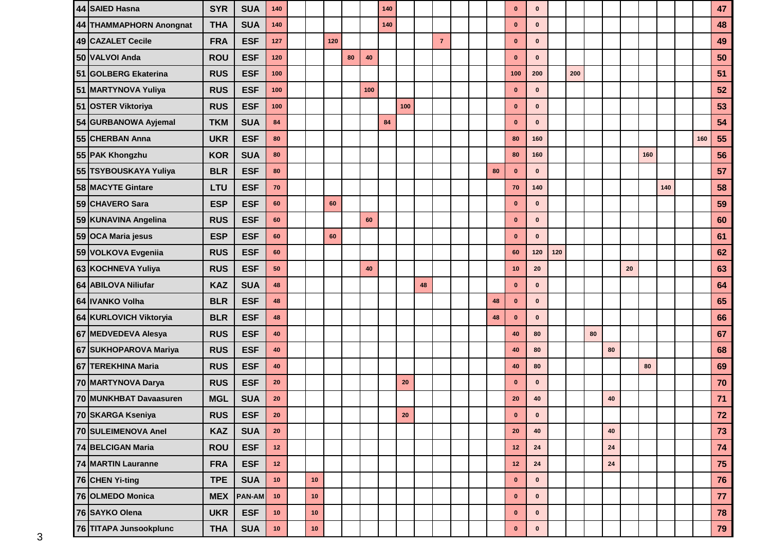| | | | | | | | | | | | | | | | | | | | | | | | | | | | | |
|---|---|---|---|---|---|---|---|---|---|---|---|---|---|---|---|---|---|---|---|---|---|---|---|---|---|---|---|---|
| 44 | SAIED Hasna | SYR | SUA | 140 | | | | | | 140 | | | | | | | 0 | 0 | | | | | | | | | | 47 |
| 44 | THAMMAPHORN Anongnat | THA | SUA | 140 | | | | | | 140 | | | | | | | 0 | 0 | | | | | | | | | | 48 |
| 49 | CAZALET Cecile | FRA | ESF | 127 | | | 120 | | | | | | 7 | | | | 0 | 0 | | | | | | | | | | 49 |
| 50 | VALVOI Anda | ROU | ESF | 120 | | | | 80 | 40 | | | | | | | | 0 | 0 | | | | | | | | | | 50 |
| 51 | GOLBERG Ekaterina | RUS | ESF | 100 | | | | | | | | | | | | | 100 | 200 | | 200 | | | | | | | | 51 |
| 51 | MARTYNOVA Yuliya | RUS | ESF | 100 | | | | | 100 | | | | | | | | 0 | 0 | | | | | | | | | | 52 |
| 51 | OSTER Viktoriya | RUS | ESF | 100 | | | | | | | 100 | | | | | | 0 | 0 | | | | | | | | | | 53 |
| 54 | GURBANOWA Ayjemal | TKM | SUA | 84 | | | | | | 84 | | | | | | | 0 | 0 | | | | | | | | | | 54 |
| 55 | CHERBAN Anna | UKR | ESF | 80 | | | | | | | | | | | | | 80 | 160 | | | | | | | | | 160 | 55 |
| 55 | PAK Khongzhu | KOR | SUA | 80 | | | | | | | | | | | | | 80 | 160 | | | | | | 160 | | | | 56 |
| 55 | TSYBOUSKAYA Yuliya | BLR | ESF | 80 | | | | | | | | | | | | 80 | 0 | 0 | | | | | | | | | | 57 |
| 58 | MACYTE Gintare | LTU | ESF | 70 | | | | | | | | | | | | | 70 | 140 | | | | | | | 140 | | | 58 |
| 59 | CHAVERO Sara | ESP | ESF | 60 | | | 60 | | | | | | | | | | 0 | 0 | | | | | | | | | | 59 |
| 59 | KUNAVINA Angelina | RUS | ESF | 60 | | | | | 60 | | | | | | | | 0 | 0 | | | | | | | | | | 60 |
| 59 | OCA Maria jesus | ESP | ESF | 60 | | | 60 | | | | | | | | | | 0 | 0 | | | | | | | | | | 61 |
| 59 | VOLKOVA Evgeniia | RUS | ESF | 60 | | | | | | | | | | | | | 60 | 120 | 120 | | | | | | | | | 62 |
| 63 | KOCHNEVA Yuliya | RUS | ESF | 50 | | | | | 40 | | | | | | | | 10 | 20 | | | | | 20 | | | | | 63 |
| 64 | ABILOVA Niliufar | KAZ | SUA | 48 | | | | | | | | 48 | | | | | 0 | 0 | | | | | | | | | | 64 |
| 64 | IVANKO Volha | BLR | ESF | 48 | | | | | | | | | | | | 48 | 0 | 0 | | | | | | | | | | 65 |
| 64 | KURLOVICH Viktoryia | BLR | ESF | 48 | | | | | | | | | | | | 48 | 0 | 0 | | | | | | | | | | 66 |
| 67 | MEDVEDEVA Alesya | RUS | ESF | 40 | | | | | | | | | | | | | 40 | 80 | | | 80 | | | | | | | 67 |
| 67 | SUKHOPAROVA Mariya | RUS | ESF | 40 | | | | | | | | | | | | | 40 | 80 | | | | 80 | | | | | | 68 |
| 67 | TEREKHINA Maria | RUS | ESF | 40 | | | | | | | | | | | | | 40 | 80 | | | | | | 80 | | | | 69 |
| 70 | MARTYNOVA Darya | RUS | ESF | 20 | | | | | | | 20 | | | | | | 0 | 0 | | | | | | | | | | 70 |
| 70 | MUNKHBAT Davaasuren | MGL | SUA | 20 | | | | | | | | | | | | | 20 | 40 | | | | 40 | | | | | | 71 |
| 70 | SKARGA Kseniya | RUS | ESF | 20 | | | | | | | 20 | | | | | | 0 | 0 | | | | | | | | | | 72 |
| 70 | SULEIMENOVA Anel | KAZ | SUA | 20 | | | | | | | | | | | | | 20 | 40 | | | | 40 | | | | | | 73 |
| 74 | BELCIGAN Maria | ROU | ESF | 12 | | | | | | | | | | | | | 12 | 24 | | | | 24 | | | | | | 74 |
| 74 | MARTIN Lauranne | FRA | ESF | 12 | | | | | | | | | | | | | 12 | 24 | | | | 24 | | | | | | 75 |
| 76 | CHEN Yi-ting | TPE | SUA | 10 | | 10 | | | | | | | | | | | 0 | 0 | | | | | | | | | | 76 |
| 76 | OLMEDO Monica | MEX | PAN-AM | 10 | | 10 | | | | | | | | | | | 0 | 0 | | | | | | | | | | 77 |
| 76 | SAYKO Olena | UKR | ESF | 10 | | 10 | | | | | | | | | | | 0 | 0 | | | | | | | | | | 78 |
| 76 | TITAPA Junsookplunc | THA | SUA | 10 | | 10 | | | | | | | | | | | 0 | 0 | | | | | | | | | | 79 |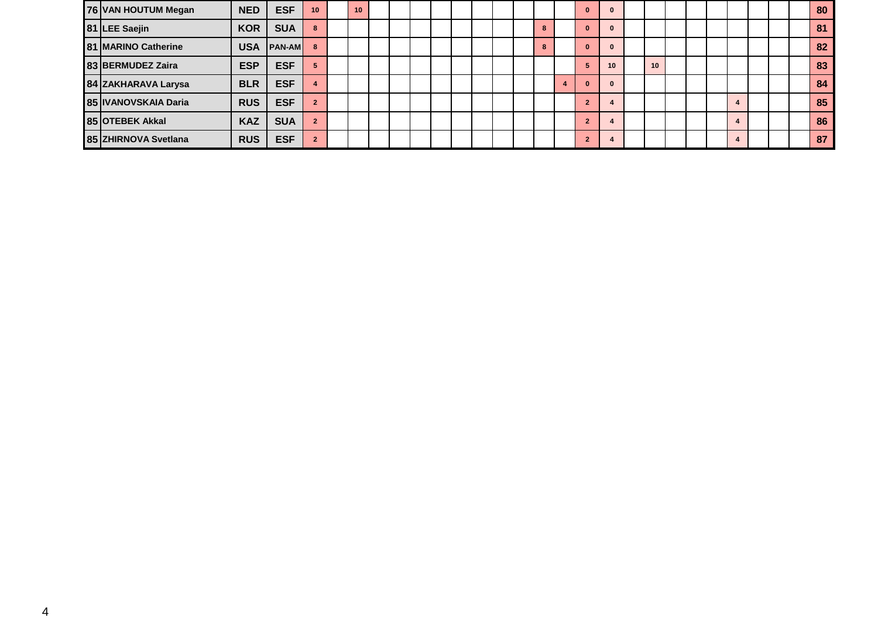| | | | | | | | | | | | | | | | | | | | | | | | | | | | |
|---|---|---|---|---|---|---|---|---|---|---|---|---|---|---|---|---|---|---|---|---|---|---|---|---|---|---|---|
| 76 VAN HOUTUM Megan | NED | ESF | 10 | | 10 | | | | | | | | | | | 0 | 0 | | | | | | | | | | 80 |
| 81 LEE Saejin | KOR | SUA | 8 | | | | | | | | | | | 8 | | 0 | 0 | | | | | | | | | | 81 |
| 81 MARINO Catherine | USA | PAN-AM | 8 | | | | | | | | | | | 8 | | 0 | 0 | | | | | | | | | | 82 |
| 83 BERMUDEZ Zaira | ESP | ESF | 5 | | | | | | | | | | | | | 5 | 10 | | 10 | | | | | | | | 83 |
| 84 ZAKHARAVA Larysa | BLR | ESF | 4 | | | | | | | | | | | | 4 | 0 | 0 | | | | | | | | | | 84 |
| 85 IVANOVSKAIA Daria | RUS | ESF | 2 | | | | | | | | | | | | | 2 | 4 | | | | | | 4 | | | | 85 |
| 85 OTEBEK Akkal | KAZ | SUA | 2 | | | | | | | | | | | | | 2 | 4 | | | | | | 4 | | | | 86 |
| 85 ZHIRNOVA Svetlana | RUS | ESF | 2 | | | | | | | | | | | | | 2 | 4 | | | | | | 4 | | | | 87 |